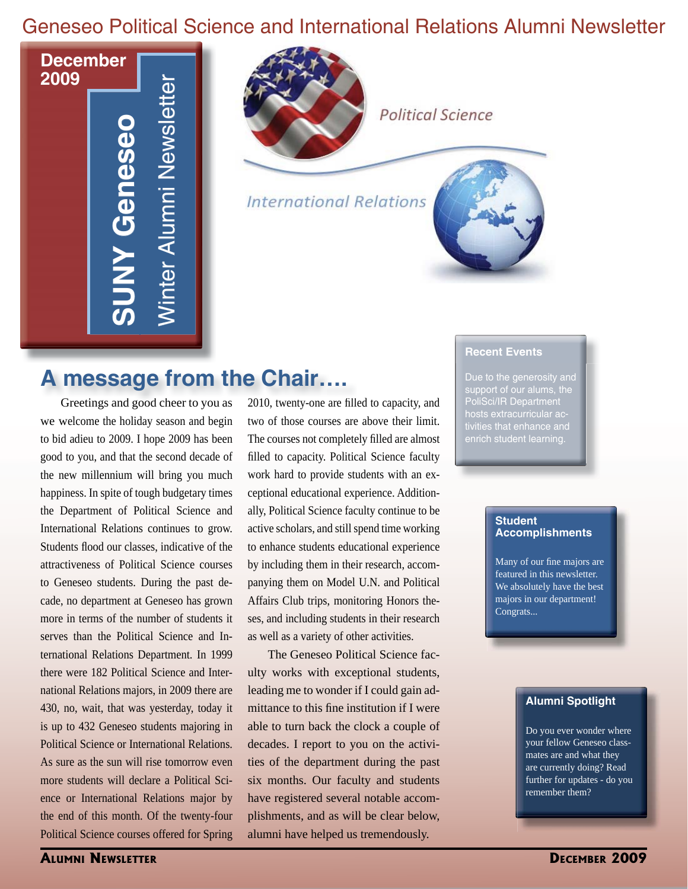# Geneseo Political Science and International Relations Alumni Newsletter

**December 2009**

**SUNY Geneseo** Winter Alumni Newsletter

Political Science

International Relations

## A message from the Chair….

Greetings and good cheer to you as we welcome the holiday season and begin to bid adieu to 2009. I hope 2009 has been good to you, and that the second decade of the new millennium will bring you much happiness. In spite of tough budgetary times the Department of Political Science and International Relations continues to grow. Students flood our classes, indicative of the attractiveness of Political Science courses to Geneseo students. During the past decade, no department at Geneseo has grown more in terms of the number of students it serves than the Political Science and International Relations Department. In 1999 there were 182 Political Science and International Relations majors, in 2009 there are 430, no, wait, that was yesterday, today it is up to 432 Geneseo students majoring in Political Science or International Relations. As sure as the sun will rise tomorrow even more students will declare a Political Science or International Relations major by the end of this month. Of the twenty-four Political Science courses offered for Spring 2010, twenty-one are filled to capacity, and two of those courses are above their limit. The courses not completely filled are almost filled to capacity. Political Science faculty work hard to provide students with an exceptional educational experience. Additionally, Political Science faculty continue to be active scholars, and still spend time working to enhance students educational experience by including them in their research, accompanying them on Model U.N. and Political Affairs Club trips, monitoring Honors theses, and including students in their research as well as a variety of other activities.

The Geneseo Political Science faculty works with exceptional students, leading me to wonder if I could gain admittance to this fine institution if I were able to turn back the clock a couple of decades. I report to you on the activities of the department during the past six months. Our faculty and students have registered several notable accomplishments, and as will be clear below, alumni have helped us tremendously.

### Recent Events

Due to the generosity and support of our alums, the PoliSci/IR Department hosts extracurricular activities that enhance and enrich student learning.

### Student Accomplishments

Many of our fine majors are featured in this newsletter. We absolutely have the best majors in our department! Congrats...

### Alumni Spotlight

Do you ever wonder where your fellow Geneseo classmates are and what they are currently doing? Read further for updates - do you remember them?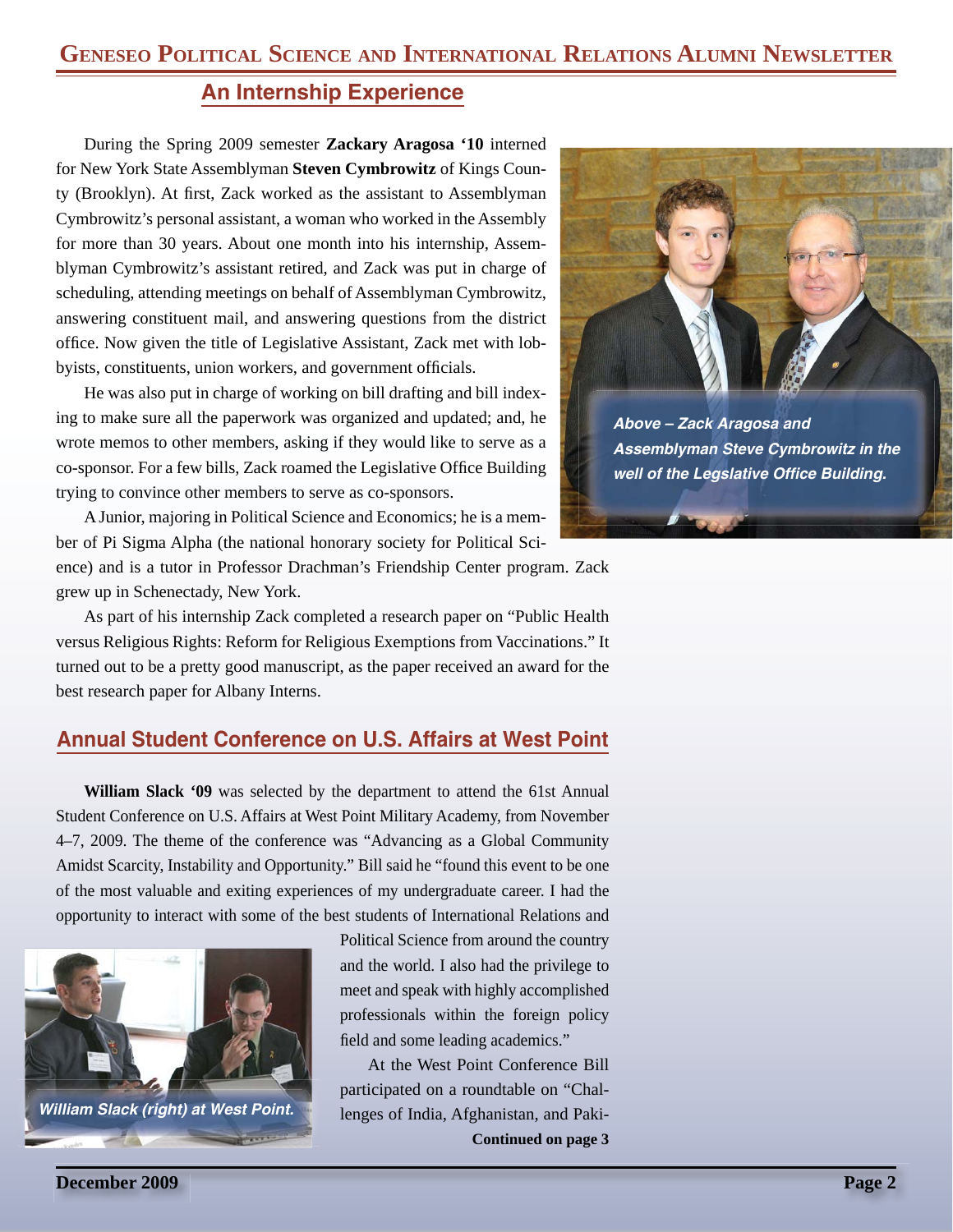## An Internship Experience

During the Spring 2009 semester **Zackary Aragosa '10** interned for New York State Assemblyman **Steven Cymbrowitz** of Kings County (Brooklyn). At first, Zack worked as the assistant to Assemblyman Cymbrowitz's personal assistant, a woman who worked in the Assembly for more than 30 years. About one month into his internship, Assemblyman Cymbrowitz's assistant retired, and Zack was put in charge of scheduling, attending meetings on behalf of Assemblyman Cymbrowitz, answering constituent mail, and answering questions from the district office. Now given the title of Legislative Assistant, Zack met with lobbyists, constituents, union workers, and government officials.

He was also put in charge of working on bill drafting and bill indexing to make sure all the paperwork was organized and updated; and, he wrote memos to other members, asking if they would like to serve as a co-sponsor. For a few bills, Zack roamed the Legislative Office Building trying to convince other members to serve as co-sponsors.

*Above – Zack Aragosa and Assemblyman Steve Cymbrowitz in the well of the Legslative Office Building.*

A Junior, majoring in Political Science and Economics; he is a member of Pi Sigma Alpha (the national honorary society for Political Science) and is a tutor in Professor Drachman's Friendship Center program. Zack grew up in Schenectady, New York.

As part of his internship Zack completed a research paper on "Public Health versus Religious Rights: Reform for Religious Exemptions from Vaccinations." It turned out to be a pretty good manuscript, as the paper received an award for the best research paper for Albany Interns.

## Annual Student Conference on U.S. Affairs at West Point

**William Slack '09** was selected by the department to attend the 61st Annual Student Conference on U.S. Affairs at West Point Military Academy, from November 4–7, 2009. The theme of the conference was "Advancing as a Global Community Amidst Scarcity, Instability and Opportunity." Bill said he "found this event to be one of the most valuable and exiting experiences of my undergraduate career. I had the opportunity to interact with some of the best students of International Relations and Political Science from around the country and the world. I also had the privilege to meet and speak with highly accomplished professionals within the foreign policy field and some leading academics."

*William Slack (right) at West Point.*

At the West Point Conference Bill participated on a roundtable on "Challenges of India, Afghanistan, and Paki-

**Continued on page 3**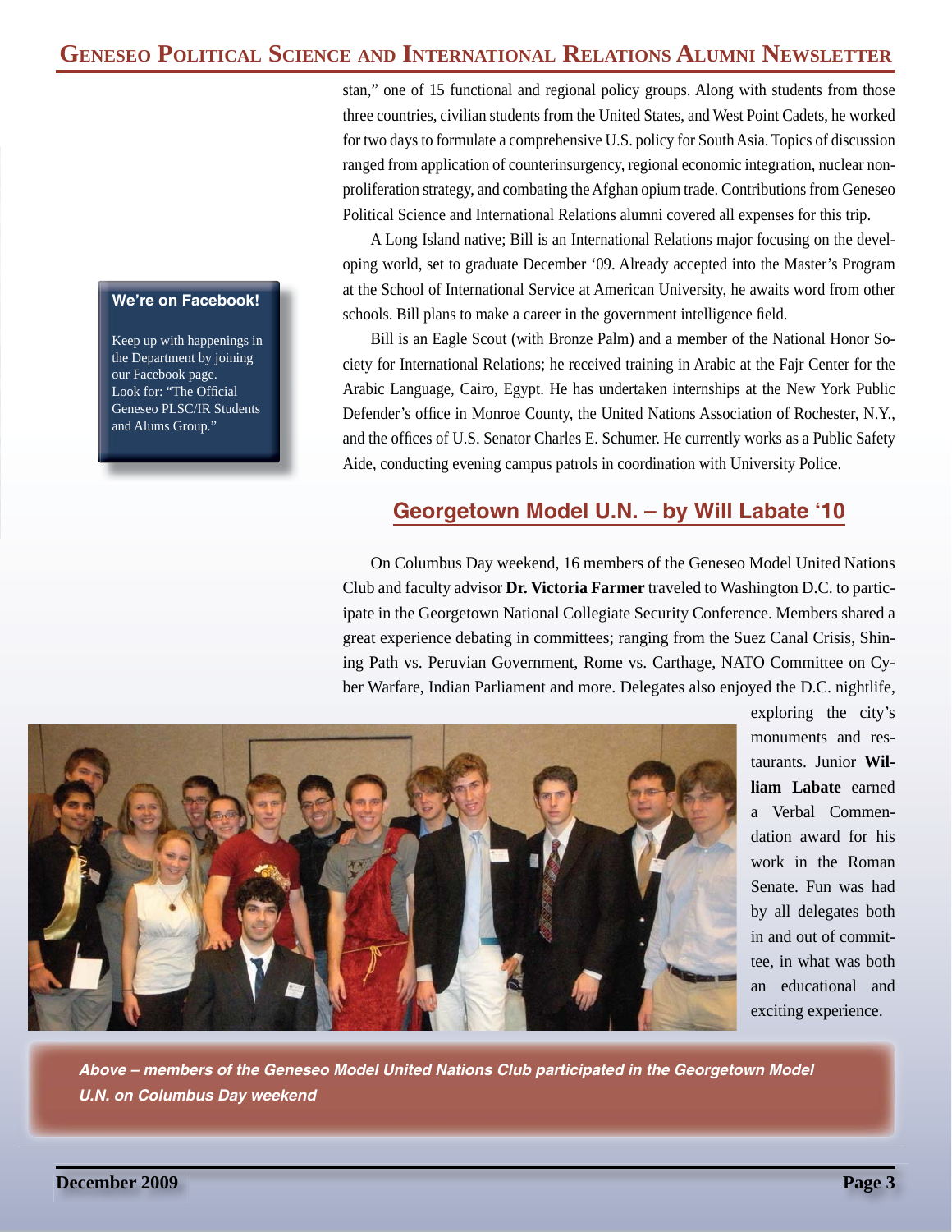stan," one of 15 functional and regional policy groups. Along with students from those three countries, civilian students from the United States, and West Point Cadets, he worked for two days to formulate a comprehensive U.S. policy for South Asia. Topics of discussion ranged from application of counterinsurgency, regional economic integration, nuclear nonproliferation strategy, and combating the Afghan opium trade. Contributions from Geneseo Political Science and International Relations alumni covered all expenses for this trip.

A Long Island native; Bill is an International Relations major focusing on the developing world, set to graduate December '09. Already accepted into the Master's Program at the School of International Service at American University, he awaits word from other schools. Bill plans to make a career in the government intelligence field.

Bill is an Eagle Scout (with Bronze Palm) and a member of the National Honor Society for International Relations; he received training in Arabic at the Fajr Center for the Arabic Language, Cairo, Egypt. He has undertaken internships at the New York Public Defender's office in Monroe County, the United Nations Association of Rochester, N.Y., and the offices of U.S. Senator Charles E. Schumer. He currently works as a Public Safety Aide, conducting evening campus patrols in coordination with University Police.

**We're on Facebook!**

Keep up with happenings in the Department by joining our Facebook page. Look for: "The Official Geneseo PLSC/IR Students and Alums Group."

## Georgetown Model U.N. – by Will Labate '10

On Columbus Day weekend, 16 members of the Geneseo Model United Nations Club and faculty advisor **Dr. Victoria Farmer** traveled to Washington D.C. to participate in the Georgetown National Collegiate Security Conference. Members shared a great experience debating in committees; ranging from the Suez Canal Crisis, Shining Path vs. Peruvian Government, Rome vs. Carthage, NATO Committee on Cyber Warfare, Indian Parliament and more. Delegates also enjoyed the D.C. nightlife, exploring the city's monuments and restaurants. Junior **William Labate** earned a Verbal Commendation award for his work in the Roman Senate. Fun was had by all delegates both in and out of committee, in what was both an educational and exciting experience.

***Above – members of the Geneseo Model United Nations Club participated in the Georgetown Model U.N. on Columbus Day weekend***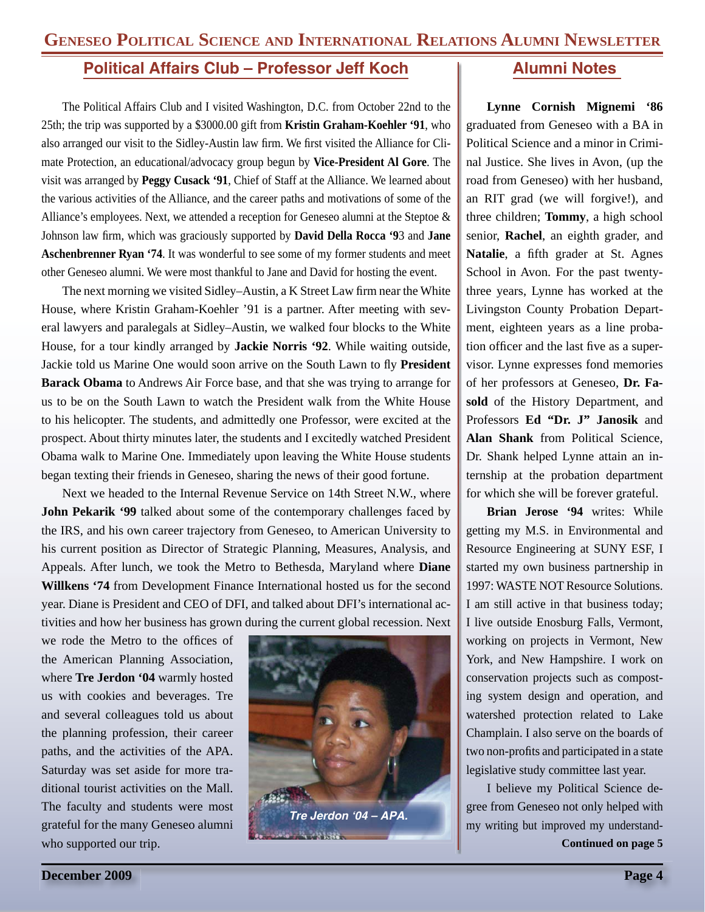## Political Affairs Club – Professor Jeff Koch

The Political Affairs Club and I visited Washington, D.C. from October 22nd to the 25th; the trip was supported by a $3000.00 gift from **Kristin Graham-Koehler '91**, who also arranged our visit to the Sidley-Austin law firm. We first visited the Alliance for Climate Protection, an educational/advocacy group begun by **Vice-President Al Gore**. The visit was arranged by **Peggy Cusack '91**, Chief of Staff at the Alliance. We learned about the various activities of the Alliance, and the career paths and motivations of some of the Alliance's employees. Next, we attended a reception for Geneseo alumni at the Steptoe & Johnson law firm, which was graciously supported by **David Della Rocca '9**3 and **Jane Aschenbrenner Ryan '74**. It was wonderful to see some of my former students and meet other Geneseo alumni. We were most thankful to Jane and David for hosting the event.

The next morning we visited Sidley–Austin, a K Street Law firm near the White House, where Kristin Graham-Koehler '91 is a partner. After meeting with several lawyers and paralegals at Sidley–Austin, we walked four blocks to the White House, for a tour kindly arranged by **Jackie Norris '92**. While waiting outside, Jackie told us Marine One would soon arrive on the South Lawn to fly **President Barack Obama** to Andrews Air Force base, and that she was trying to arrange for us to be on the South Lawn to watch the President walk from the White House to his helicopter. The students, and admittedly one Professor, were excited at the prospect. About thirty minutes later, the students and I excitedly watched President Obama walk to Marine One. Immediately upon leaving the White House students began texting their friends in Geneseo, sharing the news of their good fortune.

Next we headed to the Internal Revenue Service on 14th Street N.W., where **John Pekarik '99** talked about some of the contemporary challenges faced by the IRS, and his own career trajectory from Geneseo, to American University to his current position as Director of Strategic Planning, Measures, Analysis, and Appeals. After lunch, we took the Metro to Bethesda, Maryland where **Diane Willkens '74** from Development Finance International hosted us for the second year. Diane is President and CEO of DFI, and talked about DFI's international activities and how her business has grown during the current global recession. Next we rode the Metro to the offices of the American Planning Association, where **Tre Jerdon '04** warmly hosted us with cookies and beverages. Tre and several colleagues told us about the planning profession, their career paths, and the activities of the APA. Saturday was set aside for more traditional tourist activities on the Mall. The faculty and students were most grateful for the many Geneseo alumni who supported our trip.

*Tre Jerdon '04 – APA.*

## Alumni Notes

**Lynne Cornish Mignemi '86** graduated from Geneseo with a BA in Political Science and a minor in Criminal Justice. She lives in Avon, (up the road from Geneseo) with her husband, an RIT grad (we will forgive!), and three children; **Tommy**, a high school senior, **Rachel**, an eighth grader, and **Natalie**, a fifth grader at St. Agnes School in Avon. For the past twenty-three years, Lynne has worked at the Livingston County Probation Department, eighteen years as a line probation officer and the last five as a supervisor. Lynne expresses fond memories of her professors at Geneseo, **Dr. Fasold** of the History Department, and Professors **Ed "Dr. J" Janosik** and **Alan Shank** from Political Science, Dr. Shank helped Lynne attain an internship at the probation department for which she will be forever grateful.

**Brian Jerose '94** writes: While getting my M.S. in Environmental and Resource Engineering at SUNY ESF, I started my own business partnership in 1997: WASTE NOT Resource Solutions. I am still active in that business today; I live outside Enosburg Falls, Vermont, working on projects in Vermont, New York, and New Hampshire. I work on conservation projects such as composting system design and operation, and watershed protection related to Lake Champlain. I also serve on the boards of two non-profits and participated in a state legislative study committee last year.

I believe my Political Science degree from Geneseo not only helped with my writing but improved my understand-

**Continued on page 5**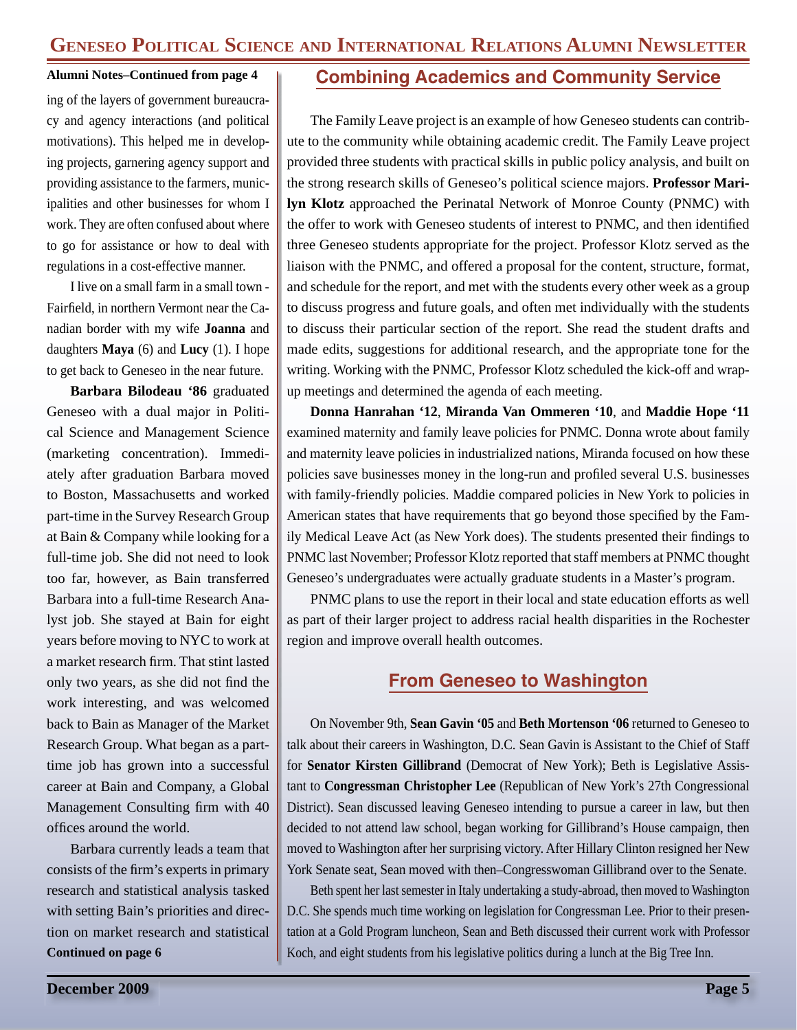**Alumni Notes–Continued from page 4**

ing of the layers of government bureaucracy and agency interactions (and political motivations). This helped me in developing projects, garnering agency support and providing assistance to the farmers, municipalities and other businesses for whom I work. They are often confused about where to go for assistance or how to deal with regulations in a cost-effective manner.

I live on a small farm in a small town - Fairfield, in northern Vermont near the Canadian border with my wife **Joanna** and daughters **Maya** (6) and **Lucy** (1). I hope to get back to Geneseo in the near future.

**Barbara Bilodeau '86** graduated Geneseo with a dual major in Political Science and Management Science (marketing concentration). Immediately after graduation Barbara moved to Boston, Massachusetts and worked part-time in the Survey Research Group at Bain & Company while looking for a full-time job. She did not need to look too far, however, as Bain transferred Barbara into a full-time Research Analyst job. She stayed at Bain for eight years before moving to NYC to work at a market research firm. That stint lasted only two years, as she did not find the work interesting, and was welcomed back to Bain as Manager of the Market Research Group. What began as a part-time job has grown into a successful career at Bain and Company, a Global Management Consulting firm with 40 offices around the world.

Barbara currently leads a team that consists of the firm's experts in primary research and statistical analysis tasked with setting Bain's priorities and direction on market research and statistical

**Continued on page 6**

## Combining Academics and Community Service

The Family Leave project is an example of how Geneseo students can contribute to the community while obtaining academic credit. The Family Leave project provided three students with practical skills in public policy analysis, and built on the strong research skills of Geneseo's political science majors. **Professor Marilyn Klotz** approached the Perinatal Network of Monroe County (PNMC) with the offer to work with Geneseo students of interest to PNMC, and then identified three Geneseo students appropriate for the project. Professor Klotz served as the liaison with the PNMC, and offered a proposal for the content, structure, format, and schedule for the report, and met with the students every other week as a group to discuss progress and future goals, and often met individually with the students to discuss their particular section of the report. She read the student drafts and made edits, suggestions for additional research, and the appropriate tone for the writing. Working with the PNMC, Professor Klotz scheduled the kick-off and wrap-up meetings and determined the agenda of each meeting.

**Donna Hanrahan '12**, **Miranda Van Ommeren '10**, and **Maddie Hope '11** examined maternity and family leave policies for PNMC. Donna wrote about family and maternity leave policies in industrialized nations, Miranda focused on how these policies save businesses money in the long-run and profiled several U.S. businesses with family-friendly policies. Maddie compared policies in New York to policies in American states that have requirements that go beyond those specified by the Family Medical Leave Act (as New York does). The students presented their findings to PNMC last November; Professor Klotz reported that staff members at PNMC thought Geneseo's undergraduates were actually graduate students in a Master's program.

PNMC plans to use the report in their local and state education efforts as well as part of their larger project to address racial health disparities in the Rochester region and improve overall health outcomes.

## From Geneseo to Washington

On November 9th, **Sean Gavin '05** and **Beth Mortenson '06** returned to Geneseo to talk about their careers in Washington, D.C. Sean Gavin is Assistant to the Chief of Staff for **Senator Kirsten Gillibrand** (Democrat of New York); Beth is Legislative Assistant to **Congressman Christopher Lee** (Republican of New York's 27th Congressional District). Sean discussed leaving Geneseo intending to pursue a career in law, but then decided to not attend law school, began working for Gillibrand's House campaign, then moved to Washington after her surprising victory. After Hillary Clinton resigned her New York Senate seat, Sean moved with then–Congresswoman Gillibrand over to the Senate.

Beth spent her last semester in Italy undertaking a study-abroad, then moved to Washington D.C. She spends much time working on legislation for Congressman Lee. Prior to their presentation at a Gold Program luncheon, Sean and Beth discussed their current work with Professor Koch, and eight students from his legislative politics during a lunch at the Big Tree Inn.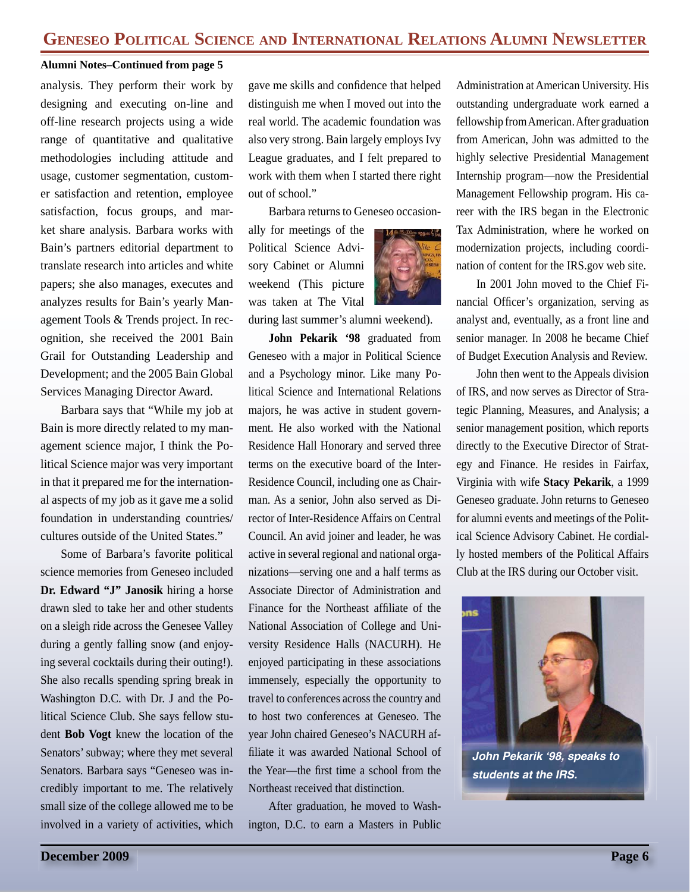**Alumni Notes–Continued from page 5**

analysis. They perform their work by designing and executing on-line and off-line research projects using a wide range of quantitative and qualitative methodologies including attitude and usage, customer segmentation, customer satisfaction and retention, employee satisfaction, focus groups, and market share analysis. Barbara works with Bain's partners editorial department to translate research into articles and white papers; she also manages, executes and analyzes results for Bain's yearly Management Tools & Trends project. In recognition, she received the 2001 Bain Grail for Outstanding Leadership and Development; and the 2005 Bain Global Services Managing Director Award.

Barbara says that "While my job at Bain is more directly related to my management science major, I think the Political Science major was very important in that it prepared me for the international aspects of my job as it gave me a solid foundation in understanding countries/cultures outside of the United States."

Some of Barbara's favorite political science memories from Geneseo included **Dr. Edward "J" Janosik** hiring a horse drawn sled to take her and other students on a sleigh ride across the Genesee Valley during a gently falling snow (and enjoying several cocktails during their outing!). She also recalls spending spring break in Washington D.C. with Dr. J and the Political Science Club. She says fellow student **Bob Vogt** knew the location of the Senators' subway; where they met several Senators. Barbara says "Geneseo was incredibly important to me. The relatively small size of the college allowed me to be involved in a variety of activities, which gave me skills and confidence that helped distinguish me when I moved out into the real world. The academic foundation was also very strong. Bain largely employs Ivy League graduates, and I felt prepared to work with them when I started there right out of school."

Barbara returns to Geneseo occasionally for meetings of the Political Science Advisory Cabinet or Alumni weekend (This picture was taken at The Vital during last summer's alumni weekend).

**John Pekarik '98** graduated from Geneseo with a major in Political Science and a Psychology minor. Like many Political Science and International Relations majors, he was active in student government. He also worked with the National Residence Hall Honorary and served three terms on the executive board of the Inter-Residence Council, including one as Chairman. As a senior, John also served as Director of Inter-Residence Affairs on Central Council. An avid joiner and leader, he was active in several regional and national organizations—serving one and a half terms as Associate Director of Administration and Finance for the Northeast affiliate of the National Association of College and University Residence Halls (NACURH). He enjoyed participating in these associations immensely, especially the opportunity to travel to conferences across the country and to host two conferences at Geneseo. The year John chaired Geneseo's NACURH affiliate it was awarded National School of the Year—the first time a school from the Northeast received that distinction.

After graduation, he moved to Washington, D.C. to earn a Masters in Public Administration at American University. His outstanding undergraduate work earned a fellowship from American. After graduation from American, John was admitted to the highly selective Presidential Management Internship program—now the Presidential Management Fellowship program. His career with the IRS began in the Electronic Tax Administration, where he worked on modernization projects, including coordination of content for the IRS.gov web site.

In 2001 John moved to the Chief Financial Officer's organization, serving as analyst and, eventually, as a front line and senior manager. In 2008 he became Chief of Budget Execution Analysis and Review.

John then went to the Appeals division of IRS, and now serves as Director of Strategic Planning, Measures, and Analysis; a senior management position, which reports directly to the Executive Director of Strategy and Finance. He resides in Fairfax, Virginia with wife **Stacy Pekarik**, a 1999 Geneseo graduate. John returns to Geneseo for alumni events and meetings of the Political Science Advisory Cabinet. He cordially hosted members of the Political Affairs Club at the IRS during our October visit.

***John Pekarik '98, speaks to students at the IRS.***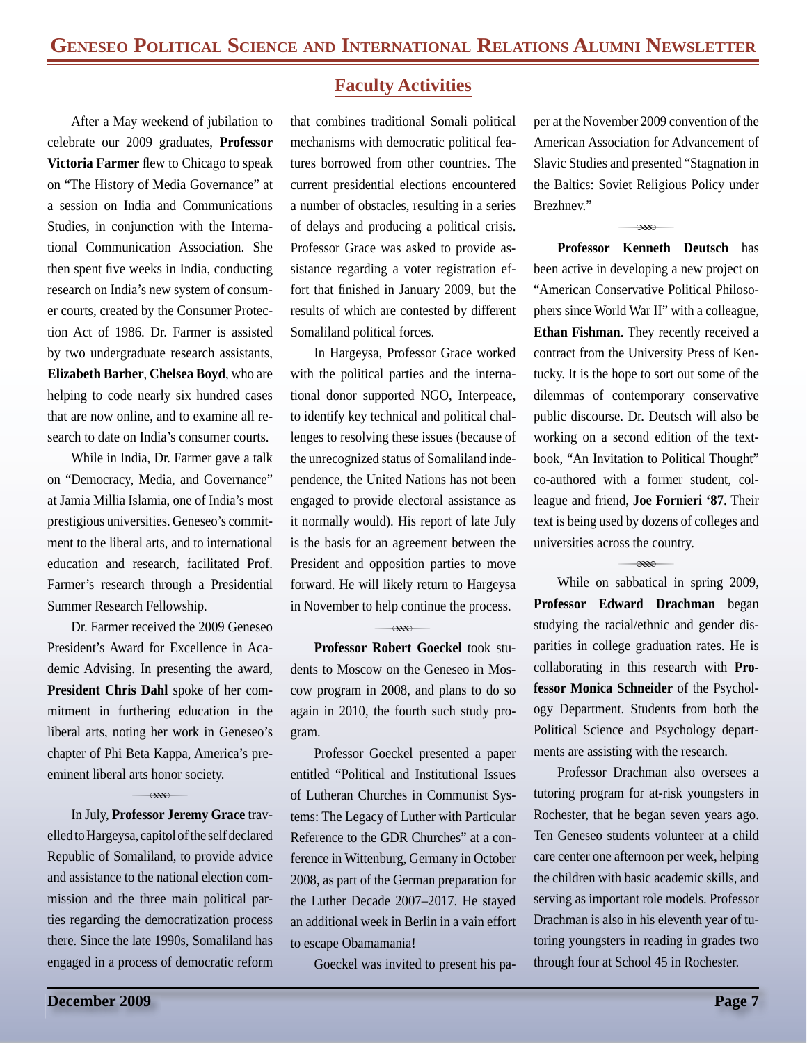## Faculty Activities

After a May weekend of jubilation to celebrate our 2009 graduates, **Professor Victoria Farmer** flew to Chicago to speak on "The History of Media Governance" at a session on India and Communications Studies, in conjunction with the International Communication Association. She then spent five weeks in India, conducting research on India's new system of consumer courts, created by the Consumer Protection Act of 1986. Dr. Farmer is assisted by two undergraduate research assistants, **Elizabeth Barber**, **Chelsea Boyd**, who are helping to code nearly six hundred cases that are now online, and to examine all research to date on India's consumer courts.

While in India, Dr. Farmer gave a talk on "Democracy, Media, and Governance" at Jamia Millia Islamia, one of India's most prestigious universities. Geneseo's commitment to the liberal arts, and to international education and research, facilitated Prof. Farmer's research through a Presidential Summer Research Fellowship.

Dr. Farmer received the 2009 Geneseo President's Award for Excellence in Academic Advising. In presenting the award, **President Chris Dahl** spoke of her commitment in furthering education in the liberal arts, noting her work in Geneseo's chapter of Phi Beta Kappa, America's preeminent liberal arts honor society.

---

In July, **Professor Jeremy Grace** travelled to Hargeysa, capitol of the self declared Republic of Somaliland, to provide advice and assistance to the national election commission and the three main political parties regarding the democratization process there. Since the late 1990s, Somaliland has engaged in a process of democratic reform that combines traditional Somali political mechanisms with democratic political features borrowed from other countries. The current presidential elections encountered a number of obstacles, resulting in a series of delays and producing a political crisis. Professor Grace was asked to provide assistance regarding a voter registration effort that finished in January 2009, but the results of which are contested by different Somaliland political forces.

In Hargeysa, Professor Grace worked with the political parties and the international donor supported NGO, Interpeace, to identify key technical and political challenges to resolving these issues (because of the unrecognized status of Somaliland independence, the United Nations has not been engaged to provide electoral assistance as it normally would). His report of late July is the basis for an agreement between the President and opposition parties to move forward. He will likely return to Hargeysa in November to help continue the process.

---

**Professor Robert Goeckel** took students to Moscow on the Geneseo in Moscow program in 2008, and plans to do so again in 2010, the fourth such study program.

Professor Goeckel presented a paper entitled "Political and Institutional Issues of Lutheran Churches in Communist Systems: The Legacy of Luther with Particular Reference to the GDR Churches" at a conference in Wittenburg, Germany in October 2008, as part of the German preparation for the Luther Decade 2007–2017. He stayed an additional week in Berlin in a vain effort to escape Obamamania!

Goeckel was invited to present his paper at the November 2009 convention of the American Association for Advancement of Slavic Studies and presented "Stagnation in the Baltics: Soviet Religious Policy under Brezhnev."

---

**Professor Kenneth Deutsch** has been active in developing a new project on "American Conservative Political Philosophers since World War II" with a colleague, **Ethan Fishman**. They recently received a contract from the University Press of Kentucky. It is the hope to sort out some of the dilemmas of contemporary conservative public discourse. Dr. Deutsch will also be working on a second edition of the textbook, "An Invitation to Political Thought" co-authored with a former student, colleague and friend, **Joe Fornieri '87**. Their text is being used by dozens of colleges and universities across the country.

---

While on sabbatical in spring 2009, **Professor Edward Drachman** began studying the racial/ethnic and gender disparities in college graduation rates. He is collaborating in this research with **Professor Monica Schneider** of the Psychology Department. Students from both the Political Science and Psychology departments are assisting with the research.

Professor Drachman also oversees a tutoring program for at-risk youngsters in Rochester, that he began seven years ago. Ten Geneseo students volunteer at a child care center one afternoon per week, helping the children with basic academic skills, and serving as important role models. Professor Drachman is also in his eleventh year of tutoring youngsters in reading in grades two through four at School 45 in Rochester.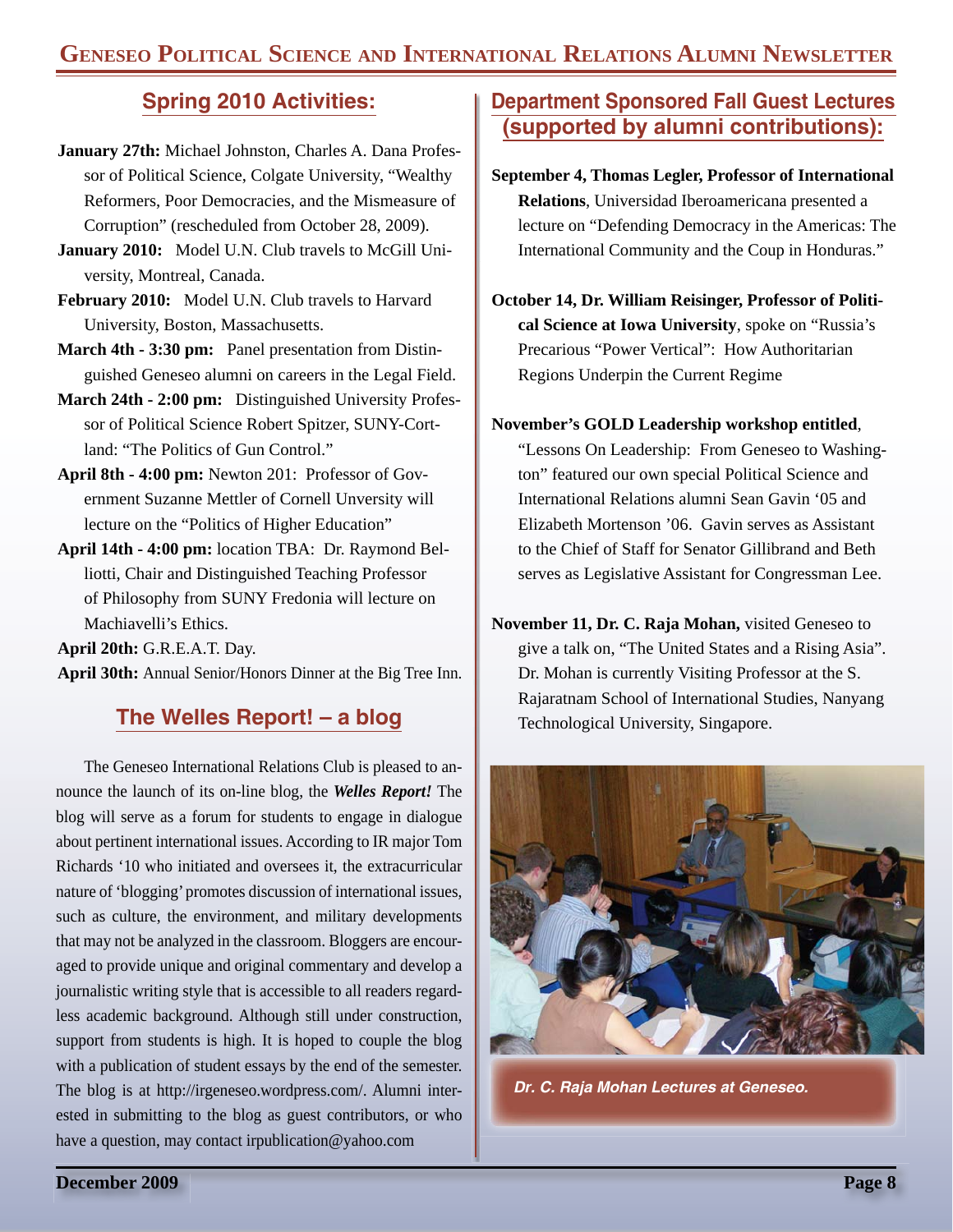## Spring 2010 Activities:

**January 27th:** Michael Johnston, Charles A. Dana Professor of Political Science, Colgate University, "Wealthy Reformers, Poor Democracies, and the Mismeasure of Corruption" (rescheduled from October 28, 2009).

**January 2010:** Model U.N. Club travels to McGill University, Montreal, Canada.

**February 2010:** Model U.N. Club travels to Harvard University, Boston, Massachusetts.

**March 4th - 3:30 pm:** Panel presentation from Distinguished Geneseo alumni on careers in the Legal Field.

**March 24th - 2:00 pm:** Distinguished University Professor of Political Science Robert Spitzer, SUNY-Cortland: "The Politics of Gun Control."

**April 8th - 4:00 pm:** Newton 201: Professor of Government Suzanne Mettler of Cornell Unversity will lecture on the "Politics of Higher Education"

**April 14th - 4:00 pm:** location TBA: Dr. Raymond Belliotti, Chair and Distinguished Teaching Professor of Philosophy from SUNY Fredonia will lecture on Machiavelli's Ethics.

**April 20th:** G.R.E.A.T. Day.

**April 30th:** Annual Senior/Honors Dinner at the Big Tree Inn.

## The Welles Report! – a blog

The Geneseo International Relations Club is pleased to announce the launch of its on-line blog, the ***Welles Report!*** The blog will serve as a forum for students to engage in dialogue about pertinent international issues. According to IR major Tom Richards '10 who initiated and oversees it, the extracurricular nature of 'blogging' promotes discussion of international issues, such as culture, the environment, and military developments that may not be analyzed in the classroom. Bloggers are encouraged to provide unique and original commentary and develop a journalistic writing style that is accessible to all readers regardless academic background. Although still under construction, support from students is high. It is hoped to couple the blog with a publication of student essays by the end of the semester. The blog is at http://irgeneseo.wordpress.com/. Alumni interested in submitting to the blog as guest contributors, or who have a question, may contact irpublication@yahoo.com

## Department Sponsored Fall Guest Lectures (supported by alumni contributions):

**September 4, Thomas Legler, Professor of International Relations**, Universidad Iberoamericana presented a lecture on "Defending Democracy in the Americas: The International Community and the Coup in Honduras."

**October 14, Dr. William Reisinger, Professor of Political Science at Iowa University**, spoke on "Russia's Precarious "Power Vertical": How Authoritarian Regions Underpin the Current Regime

**November's GOLD Leadership workshop entitled**, "Lessons On Leadership: From Geneseo to Washington" featured our own special Political Science and International Relations alumni Sean Gavin '05 and Elizabeth Mortenson '06. Gavin serves as Assistant to the Chief of Staff for Senator Gillibrand and Beth serves as Legislative Assistant for Congressman Lee.

**November 11, Dr. C. Raja Mohan,** visited Geneseo to give a talk on, "The United States and a Rising Asia". Dr. Mohan is currently Visiting Professor at the S. Rajaratnam School of International Studies, Nanyang Technological University, Singapore.

*Dr. C. Raja Mohan Lectures at Geneseo.*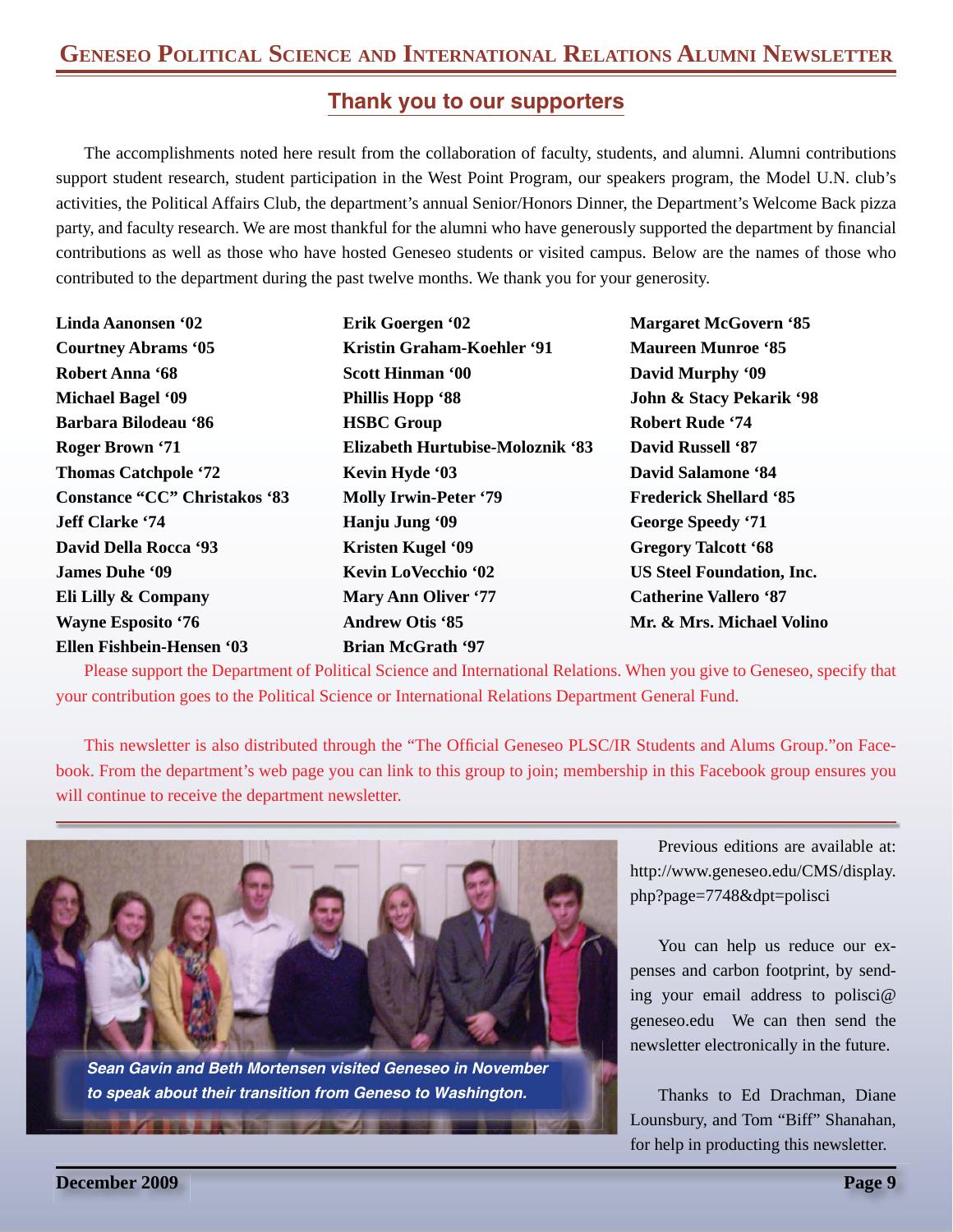## Thank you to our supporters

The accomplishments noted here result from the collaboration of faculty, students, and alumni. Alumni contributions support student research, student participation in the West Point Program, our speakers program, the Model U.N. club's activities, the Political Affairs Club, the department's annual Senior/Honors Dinner, the Department's Welcome Back pizza party, and faculty research. We are most thankful for the alumni who have generously supported the department by financial contributions as well as those who have hosted Geneseo students or visited campus. Below are the names of those who contributed to the department during the past twelve months. We thank you for your generosity.

**Linda Aanonsen '02**
**Courtney Abrams '05**
**Robert Anna '68**
**Michael Bagel '09**
**Barbara Bilodeau '86**
**Roger Brown '71**
**Thomas Catchpole '72**
**Constance "CC" Christakos '83**
**Jeff Clarke '74**
**David Della Rocca '93**
**James Duhe '09**
**Eli Lilly & Company**
**Wayne Esposito '76**
**Ellen Fishbein-Hensen '03**
**Erik Goergen '02**
**Kristin Graham-Koehler '91**
**Scott Hinman '00**
**Phillis Hopp '88**
**HSBC Group**
**Elizabeth Hurtubise-Moloznik '83**
**Kevin Hyde '03**
**Molly Irwin-Peter '79**
**Hanju Jung '09**
**Kristen Kugel '09**
**Kevin LoVecchio '02**
**Mary Ann Oliver '77**
**Andrew Otis '85**
**Brian McGrath '97**
**Margaret McGovern '85**
**Maureen Munroe '85**
**David Murphy '09**
**John & Stacy Pekarik '98**
**Robert Rude '74**
**David Russell '87**
**David Salamone '84**
**Frederick Shellard '85**
**George Speedy '71**
**Gregory Talcott '68**
**US Steel Foundation, Inc.**
**Catherine Vallero '87**
**Mr. & Mrs. Michael Volino**

Please support the Department of Political Science and International Relations. When you give to Geneseo, specify that your contribution goes to the Political Science or International Relations Department General Fund.

This newsletter is also distributed through the "The Official Geneseo PLSC/IR Students and Alums Group."on Facebook. From the department's web page you can link to this group to join; membership in this Facebook group ensures you will continue to receive the department newsletter.

*Sean Gavin and Beth Mortensen visited Geneseo in November to speak about their transition from Geneso to Washington.*

Previous editions are available at: http://www.geneseo.edu/CMS/display.php?page=7748&dpt=polisci

You can help us reduce our expenses and carbon footprint, by sending your email address to polisci@geneseo.edu We can then send the newsletter electronically in the future.

Thanks to Ed Drachman, Diane Lounsbury, and Tom "Biff" Shanahan, for help in producting this newsletter.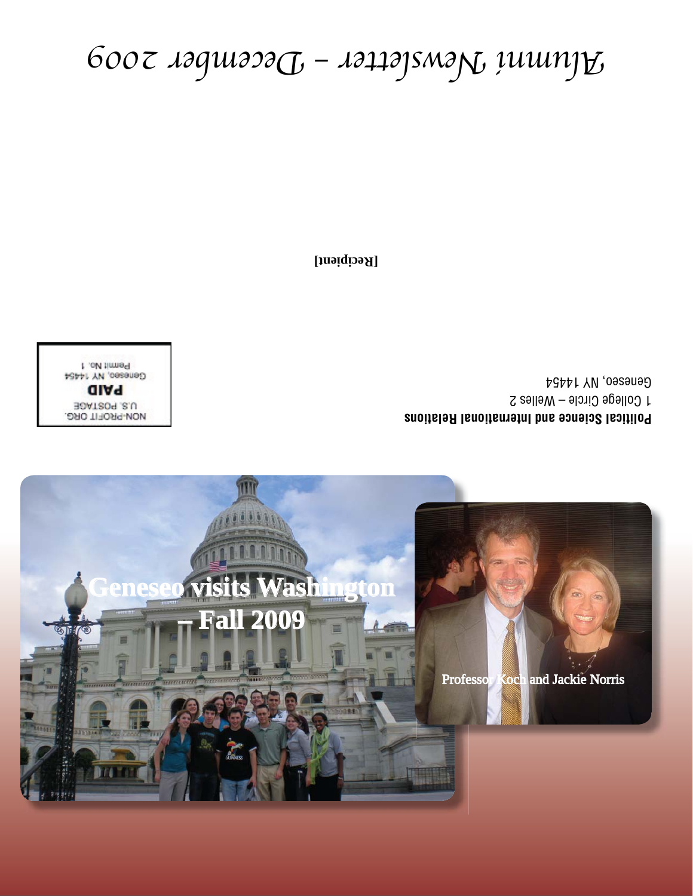# Alumni Newsletter – December 2009

[Recipient]

NON-PROFIT ORG.
U.S. POSTAGE
PAID
Geneseo, NY 14454
Permit No. 1

**Political Science and International Relations**
1 College Circle – Welles 2
Geneseo, NY 14454

Geneseo visits Washington – Fall 2009

Professor Koch and Jackie Norris